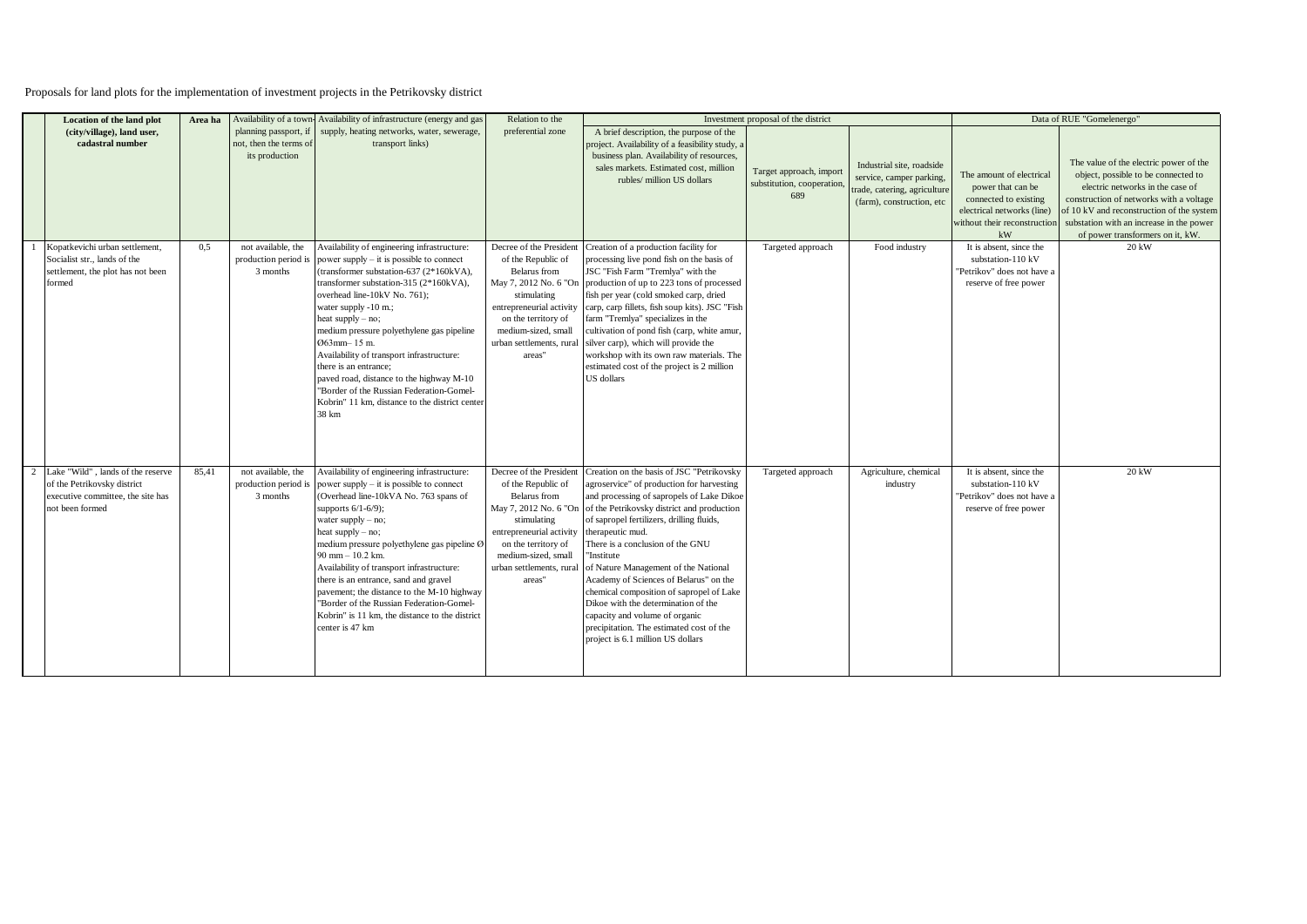Proposals for land plots for the implementation of investment projects in the Petrikovsky district

| | Location of the land plot (city/village), land user, cadastral number | Area ha | Availability of a town-planning passport, if not, then the terms of its production | Availability of infrastructure (energy and gas supply, heating networks, water, sewerage, transport links) | Relation to the preferential zone | Investment proposal of the district | | | Data of RUE "Gomelenergo" | |
|---|---|---|---|---|---|---|---|---|---|---|
| | | | | | | A brief description, the purpose of the project. Availability of a feasibility study, a business plan. Availability of resources, sales markets. Estimated cost, million rubles/ million US dollars | Target approach, import substitution, cooperation, 689 | Industrial site, roadside service, camper parking, trade, catering, agriculture (farm), construction, etc | The amount of electrical power that can be connected to existing electrical networks (line) without their reconstruction kW | The value of the electric power of the object, possible to be connected to electric networks in the case of construction of networks with a voltage of 10 kV and reconstruction of the system substation with an increase in the power of power transformers on it, kW. |
| 1 | Kopatkevichi urban settlement, Socialist str., lands of the settlement, the plot has not been formed | 0,5 | not available, the production period is 3 months | Availability of engineering infrastructure: power supply – it is possible to connect (transformer substation-637 (2*160kVA), transformer substation-315 (2*160kVA), overhead line-10kV No. 761); water supply -10 m.; heat supply – no; medium pressure polyethylene gas pipeline Ø63mm– 15 m. Availability of transport infrastructure: there is an entrance; paved road, distance to the highway M-10 "Border of the Russian Federation-Gomel-Kobrin" 11 km, distance to the district center 38 km | Decree of the President of the Republic of Belarus from May 7, 2012 No. 6 "On stimulating entrepreneurial activity on the territory of medium-sized, small urban settlements, rural areas" | Creation of a production facility for processing live pond fish on the basis of JSC "Fish Farm "Tremlya" with the production of up to 223 tons of processed fish per year (cold smoked carp, dried carp, carp fillets, fish soup kits). JSC "Fish farm "Tremlya" specializes in the cultivation of pond fish (carp, white amur, silver carp), which will provide the workshop with its own raw materials. The estimated cost of the project is 2 million US dollars | Targeted approach | Food industry | It is absent, since the substation-110 kV "Petrikov" does not have a reserve of free power | 20 kW |
| 2 | Lake "Wild" , lands of the reserve of the Petrikovsky district executive committee, the site has not been formed | 85,41 | not available, the production period is 3 months | Availability of engineering infrastructure: power supply – it is possible to connect (Overhead line-10kVA No. 763 spans of supports 6/1-6/9); water supply – no; heat supply – no; medium pressure polyethylene gas pipeline Ø 90 mm – 10.2 km. Availability of transport infrastructure: there is an entrance, sand and gravel pavement; the distance to the M-10 highway "Border of the Russian Federation-Gomel-Kobrin" is 11 km, the distance to the district center is 47 km | Decree of the President of the Republic of Belarus from May 7, 2012 No. 6 "On stimulating entrepreneurial activity on the territory of medium-sized, small urban settlements, rural areas" | Creation on the basis of JSC "Petrikovsky agroservice" of production for harvesting and processing of sapropels of Lake Dikoe of the Petrikovsky district and production of sapropel fertilizers, drilling fluids, therapeutic mud. There is a conclusion of the GNU "Institute of Nature Management of the National Academy of Sciences of Belarus" on the chemical composition of sapropel of Lake Dikoe with the determination of the capacity and volume of organic precipitation. The estimated cost of the project is 6.1 million US dollars | Targeted approach | Agriculture, chemical industry | It is absent, since the substation-110 kV "Petrikov" does not have a reserve of free power | 20 kW |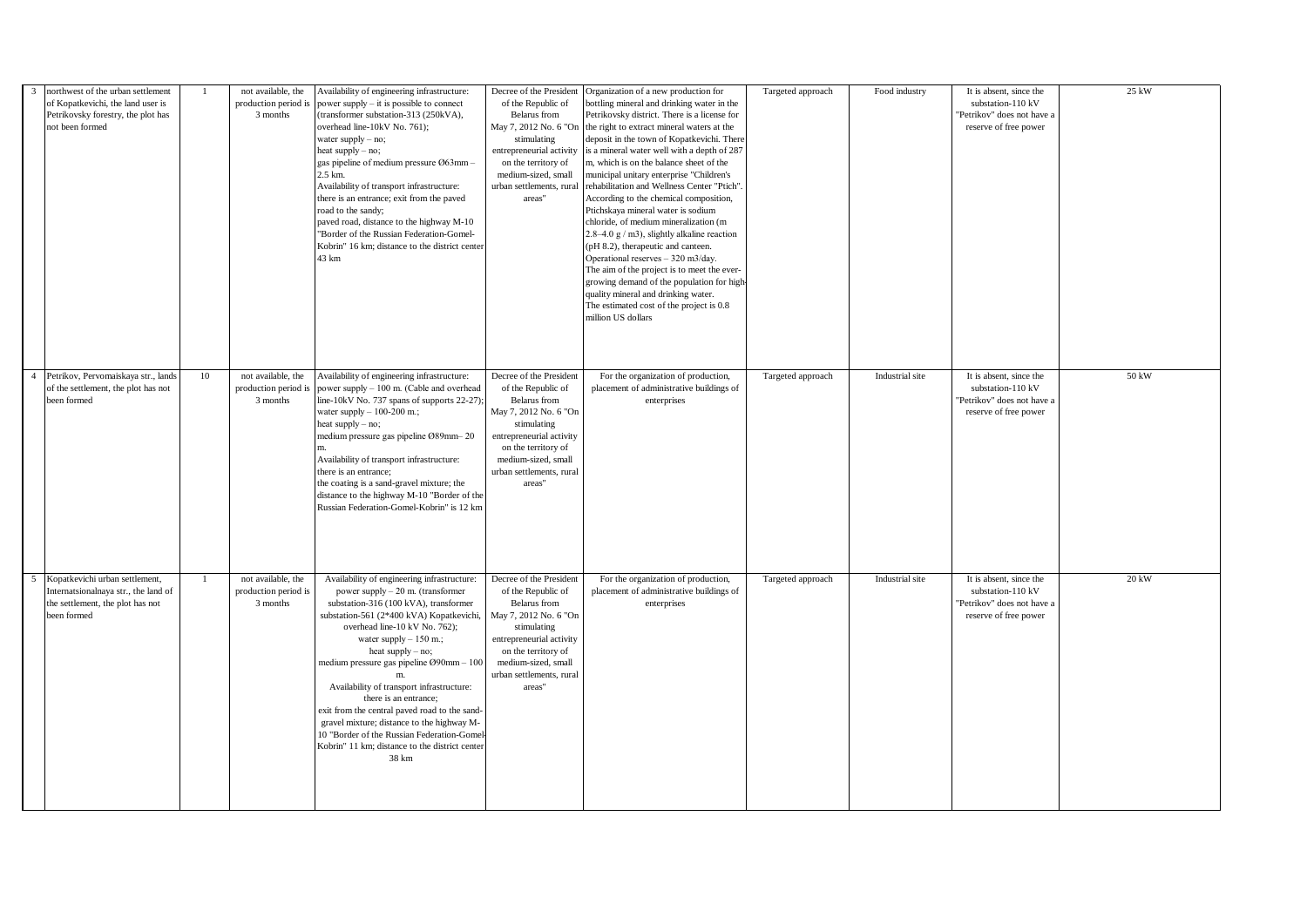| 3 | northwest of the urban settlement of Kopatkevichi, the land user is Petrikovsky forestry, the plot has not been formed | 1 | not available, the production period is 3 months | Availability of engineering infrastructure: power supply – it is possible to connect (transformer substation-313 (250kVA), overhead line-10kV No. 761); water supply – no; heat supply – no; gas pipeline of medium pressure Ø63mm – 2.5 km. Availability of transport infrastructure: there is an entrance; exit from the paved road to the sandy; paved road, distance to the highway M-10 "Border of the Russian Federation-Gomel-Kobrin" 16 km; distance to the district center 43 km | Decree of the President of the Republic of Belarus from May 7, 2012 No. 6 "On stimulating entrepreneurial activity on the territory of medium-sized, small urban settlements, rural areas" | Organization of a new production for bottling mineral and drinking water in the Petrikovsky district. There is a license for the right to extract mineral waters at the deposit in the town of Kopatkevichi. There is a mineral water well with a depth of 287 m, which is on the balance sheet of the municipal unitary enterprise "Children's rehabilitation and Wellness Center "Ptich". According to the chemical composition, Ptichskaya mineral water is sodium chloride, of medium mineralization (m 2.8–4.0 g / m3), slightly alkaline reaction (pH 8.2), therapeutic and canteen. Operational reserves – 320 m3/day. The aim of the project is to meet the ever-growing demand of the population for high-quality mineral and drinking water. The estimated cost of the project is 0.8 million US dollars | Targeted approach | Food industry | It is absent, since the substation-110 kV "Petrikov" does not have a reserve of free power | 25 kW |
|---|---|---|---|---|---|---|---|---|---|---|
| 4 | Petrikov, Pervomaiskaya str., lands of the settlement, the plot has not been formed | 10 | not available, the production period is 3 months | Availability of engineering infrastructure: power supply – 100 m. (Cable and overhead line-10kV No. 737 spans of supports 22-27); water supply – 100-200 m.; heat supply – no; medium pressure gas pipeline Ø89mm– 20 m. Availability of transport infrastructure: there is an entrance; the coating is a sand-gravel mixture; the distance to the highway M-10 "Border of the Russian Federation-Gomel-Kobrin" is 12 km | Decree of the President of the Republic of Belarus from May 7, 2012 No. 6 "On stimulating entrepreneurial activity on the territory of medium-sized, small urban settlements, rural areas" | For the organization of production, placement of administrative buildings of enterprises | Targeted approach | Industrial site | It is absent, since the substation-110 kV "Petrikov" does not have a reserve of free power | 50 kW |
| 5 | Kopatkevichi urban settlement, Internatsionalnaya str., the land of the settlement, the plot has not been formed | 1 | not available, the production period is 3 months | Availability of engineering infrastructure: power supply – 20 m. (transformer substation-316 (100 kVA), transformer substation-561 (2*400 kVA) Kopatkevichi, overhead line-10 kV No. 762); water supply – 150 m.; heat supply – no; medium pressure gas pipeline Ø90mm – 100 m. Availability of transport infrastructure: there is an entrance; exit from the central paved road to the sand-gravel mixture; distance to the highway M-10 "Border of the Russian Federation-Gomel-Kobrin" 11 km; distance to the district center 38 km | Decree of the President of the Republic of Belarus from May 7, 2012 No. 6 "On stimulating entrepreneurial activity on the territory of medium-sized, small urban settlements, rural areas" | For the organization of production, placement of administrative buildings of enterprises | Targeted approach | Industrial site | It is absent, since the substation-110 kV "Petrikov" does not have a reserve of free power | 20 kW |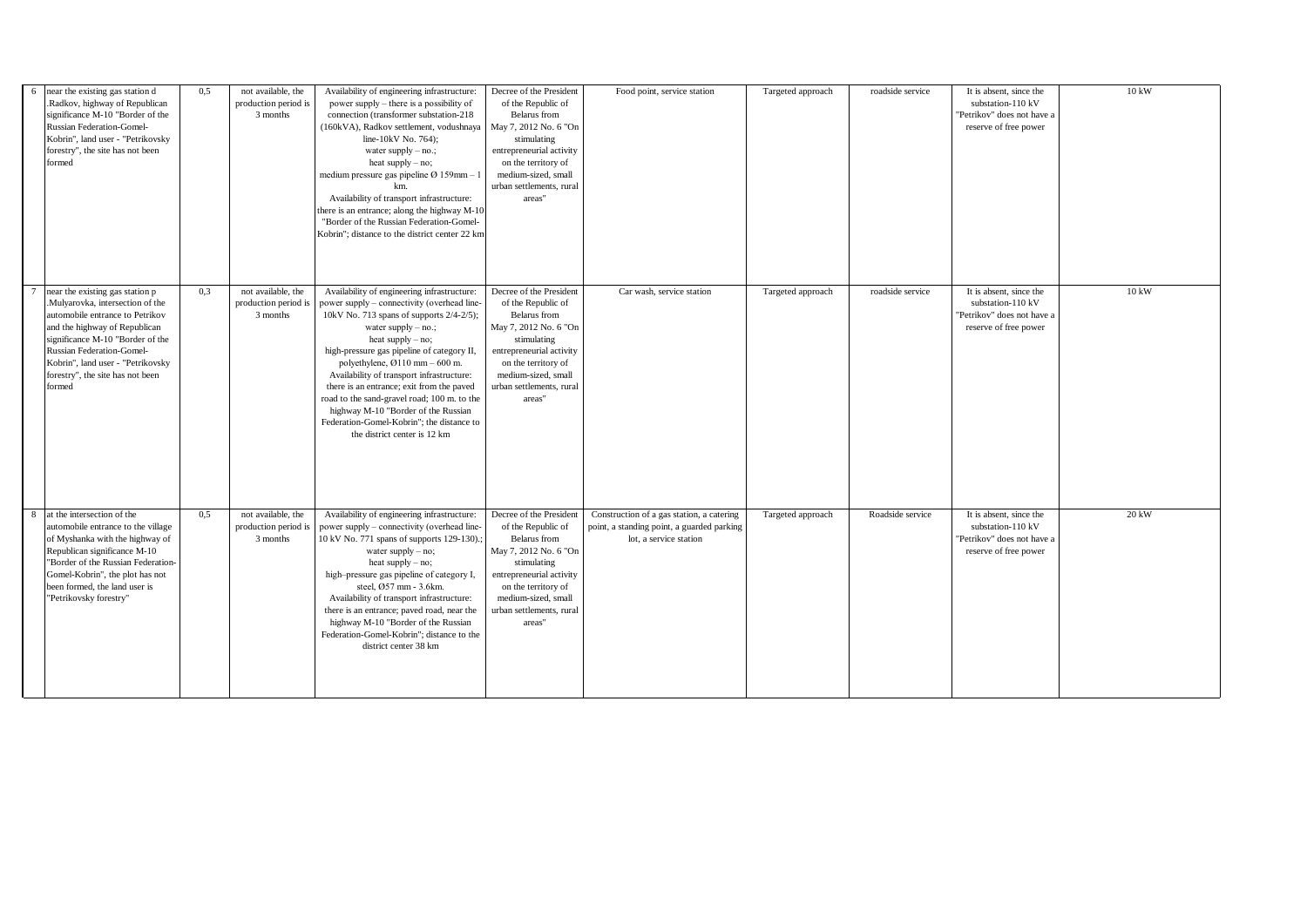| 6 | near the existing gas station d .Radkov, highway of Republican significance M-10 "Border of the Russian Federation-Gomel-Kobrin", land user - "Petrikovsky forestry", the site has not been formed | 0,5 | not available, the production period is 3 months | Availability of engineering infrastructure: power supply – there is a possibility of connection (transformer substation-218 (160kVA), Radkov settlement, vodushnaya line-10kV No. 764); water supply – no.; heat supply – no; medium pressure gas pipeline Ø 159mm – 1 km. Availability of transport infrastructure: there is an entrance; along the highway M-10 "Border of the Russian Federation-Gomel-Kobrin"; distance to the district center 22 km | Decree of the President of the Republic of Belarus from May 7, 2012 No. 6 "On stimulating entrepreneurial activity on the territory of medium-sized, small urban settlements, rural areas" | Food point, service station | Targeted approach | roadside service | It is absent, since the substation-110 kV "Petrikov" does not have a reserve of free power | 10 kW |
|---|---|---|---|---|---|---|---|---|---|---|
| 7 | near the existing gas station p .Mulyarovka, intersection of the automobile entrance to Petrikov and the highway of Republican significance M-10 "Border of the Russian Federation-Gomel-Kobrin", land user - "Petrikovsky forestry", the site has not been formed | 0,3 | not available, the production period is 3 months | Availability of engineering infrastructure: power supply – connectivity (overhead line-10kV No. 713 spans of supports 2/4-2/5); water supply – no.; heat supply – no; high-pressure gas pipeline of category II, polyethylene, Ø110 mm – 600 m. Availability of transport infrastructure: there is an entrance; exit from the paved road to the sand-gravel road; 100 m. to the highway M-10 "Border of the Russian Federation-Gomel-Kobrin"; the distance to the district center is 12 km | Decree of the President of the Republic of Belarus from May 7, 2012 No. 6 "On stimulating entrepreneurial activity on the territory of medium-sized, small urban settlements, rural areas" | Car wash, service station | Targeted approach | roadside service | It is absent, since the substation-110 kV "Petrikov" does not have a reserve of free power | 10 kW |
| 8 | at the intersection of the automobile entrance to the village of Myshanka with the highway of Republican significance M-10 "Border of the Russian Federation-Gomel-Kobrin", the plot has not been formed, the land user is "Petrikovsky forestry" | 0,5 | not available, the production period is 3 months | Availability of engineering infrastructure: power supply – connectivity (overhead line-10 kV No. 771 spans of supports 129-130).; water supply – no; heat supply – no; high–pressure gas pipeline of category I, steel, Ø57 mm - 3.6km. Availability of transport infrastructure: there is an entrance; paved road, near the highway M-10 "Border of the Russian Federation-Gomel-Kobrin"; distance to the district center 38 km | Decree of the President of the Republic of Belarus from May 7, 2012 No. 6 "On stimulating entrepreneurial activity on the territory of medium-sized, small urban settlements, rural areas" | Construction of a gas station, a catering point, a standing point, a guarded parking lot, a service station | Targeted approach | Roadside service | It is absent, since the substation-110 kV "Petrikov" does not have a reserve of free power | 20 kW |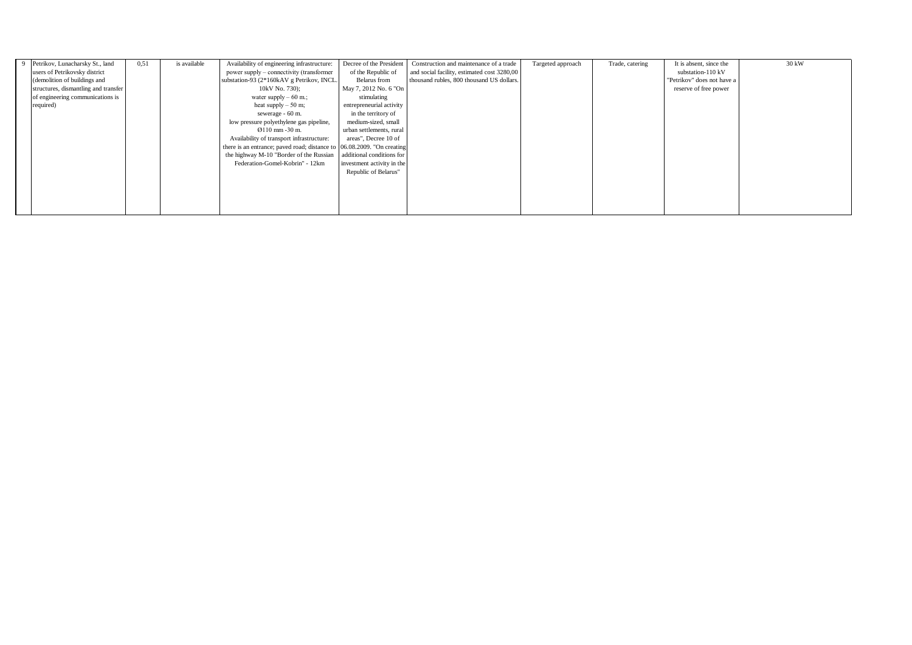| | | | | | | | | | | |
|---|---|---|---|---|---|---|---|---|---|---|
| 9 | Petrikov, Lunacharsky St., land users of Petrikovsky district (demolition of buildings and structures, dismantling and transfer of engineering communications is required) | 0,51 | is available | Availability of engineering infrastructure: power supply – connectivity (transformer substation-93 (2*160kAV g Petrikov, INCL. 10kV No. 730); water supply – 60 m.; heat supply – 50 m; sewerage - 60 m. low pressure polyethylene gas pipeline, Ø110 mm -30 m. Availability of transport infrastructure: there is an entrance; paved road; distance to the highway M-10 "Border of the Russian Federation-Gomel-Kobrin" - 12km | Decree of the President of the Republic of Belarus from May 7, 2012 No. 6 "On stimulating entrepreneurial activity in the territory of medium-sized, small urban settlements, rural areas", Decree 10 of 06.08.2009. "On creating additional conditions for investment activity in the Republic of Belarus" | Construction and maintenance of a trade and social facility, estimated cost 3280,00 thousand rubles, 800 thousand US dollars. | Targeted approach | Trade, catering | It is absent, since the substation-110 kV "Petrikov" does not have a reserve of free power | 30 kW |